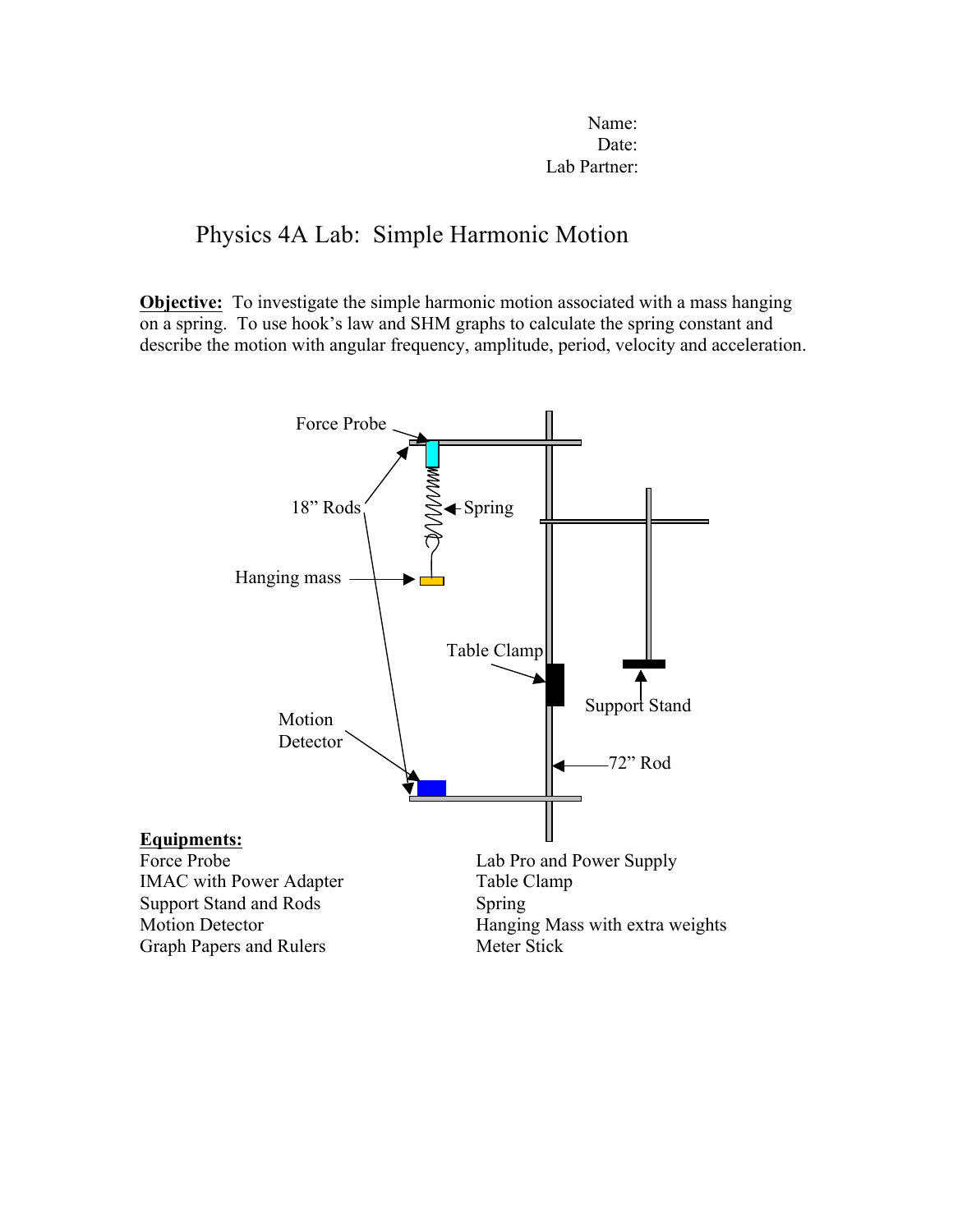Name:
Date:
Lab Partner:

# Physics 4A Lab: Simple Harmonic Motion

**Objective:** To investigate the simple harmonic motion associated with a mass hanging on a spring. To use hook's law and SHM graphs to calculate the spring constant and describe the motion with angular frequency, amplitude, period, velocity and acceleration.

**Equipments:**

- Force Probe
- IMAC with Power Adapter
- Support Stand and Rods
- Motion Detector
- Graph Papers and Rulers
- Lab Pro and Power Supply
- Table Clamp
- Spring
- Hanging Mass with extra weights
- Meter Stick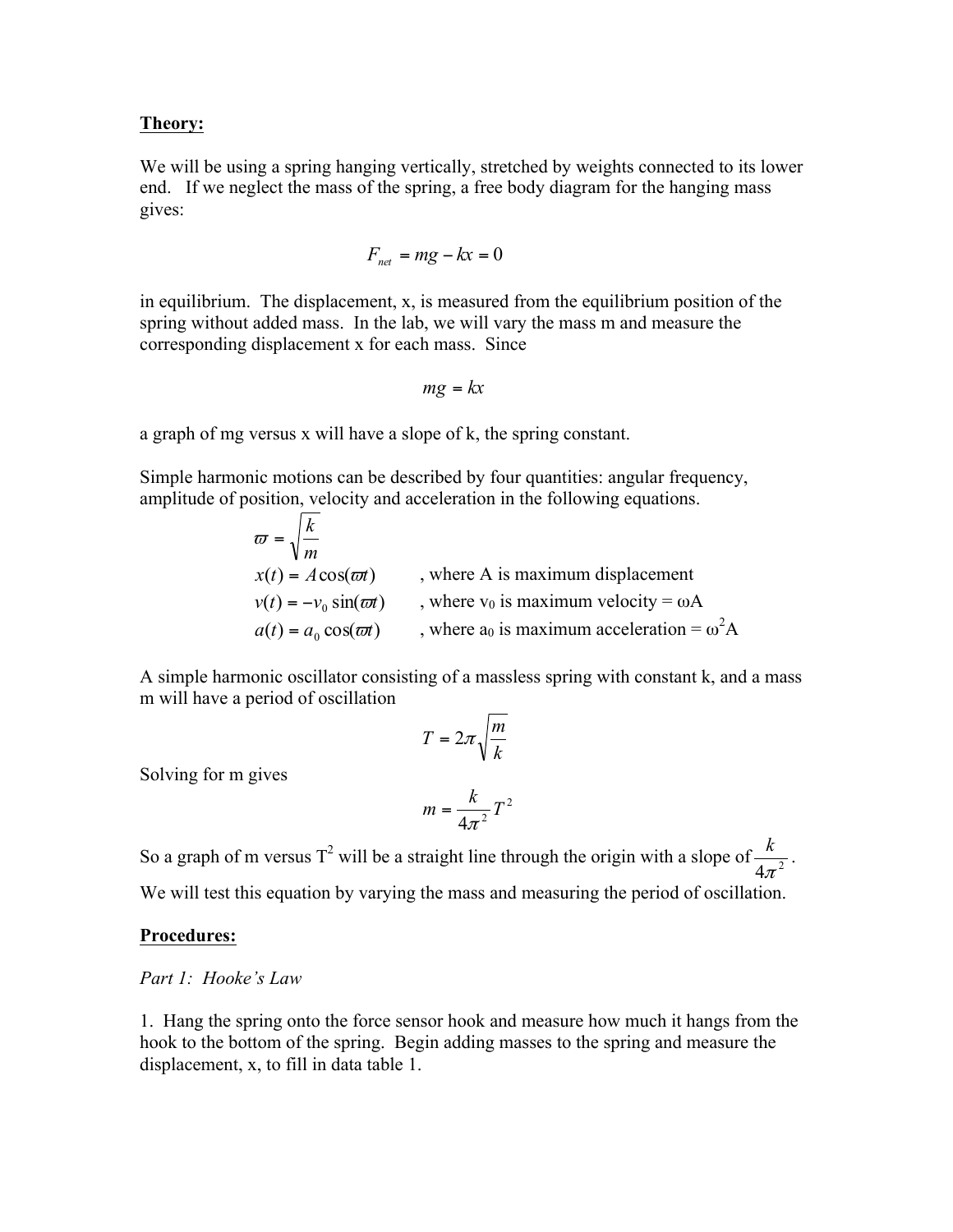**Theory:**

We will be using a spring hanging vertically, stretched by weights connected to its lower end. If we neglect the mass of the spring, a free body diagram for the hanging mass gives:

$$F_{net} = mg - kx = 0$$

in equilibrium. The displacement, x, is measured from the equilibrium position of the spring without added mass. In the lab, we will vary the mass m and measure the corresponding displacement x for each mass. Since

$$mg = kx$$

a graph of mg versus x will have a slope of k, the spring constant.

Simple harmonic motions can be described by four quantities: angular frequency, amplitude of position, velocity and acceleration in the following equations.

$$\varpi = \sqrt{\frac{k}{m}}$$

$x(t) = A\cos(\varpi t)$ , where A is maximum displacement

$v(t) = -v_0 \sin(\varpi t)$ , where $v_0$ is maximum velocity = $\omega A$

$a(t) = a_0 \cos(\varpi t)$ , where $a_0$ is maximum acceleration = $\omega^2 A$

A simple harmonic oscillator consisting of a massless spring with constant k, and a mass m will have a period of oscillation

$$T = 2\pi\sqrt{\frac{m}{k}}$$

Solving for m gives

$$m = \frac{k}{4\pi^2}T^2$$

So a graph of m versus $T^2$ will be a straight line through the origin with a slope of $\frac{k}{4\pi^2}$. We will test this equation by varying the mass and measuring the period of oscillation.

**Procedures:**

*Part 1: Hooke's Law*

1. Hang the spring onto the force sensor hook and measure how much it hangs from the hook to the bottom of the spring. Begin adding masses to the spring and measure the displacement, x, to fill in data table 1.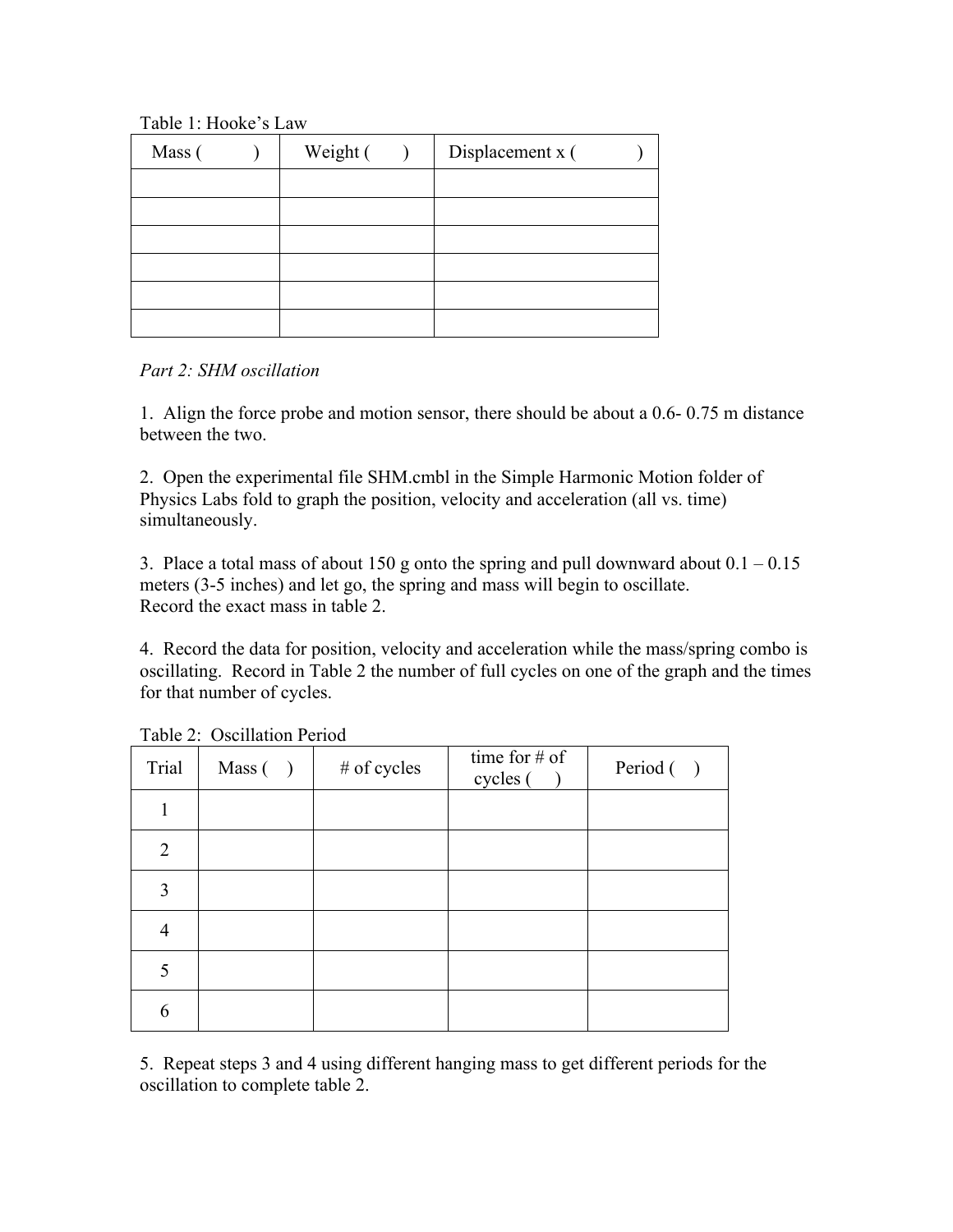Table 1: Hooke's Law

| Mass ( ) | Weight ( ) | Displacement x ( ) |
|---|---|---|
| | | |
| | | |
| | | |
| | | |
| | | |
| | | |

*Part 2: SHM oscillation*

1. Align the force probe and motion sensor, there should be about a 0.6- 0.75 m distance between the two.

2. Open the experimental file SHM.cmbl in the Simple Harmonic Motion folder of Physics Labs fold to graph the position, velocity and acceleration (all vs. time) simultaneously.

3. Place a total mass of about 150 g onto the spring and pull downward about 0.1 – 0.15 meters (3-5 inches) and let go, the spring and mass will begin to oscillate. Record the exact mass in table 2.

4. Record the data for position, velocity and acceleration while the mass/spring combo is oscillating. Record in Table 2 the number of full cycles on one of the graph and the times for that number of cycles.

Table 2: Oscillation Period

| Trial | Mass ( ) | # of cycles | time for # of cycles ( ) | Period ( ) |
|---|---|---|---|---|
| 1 | | | | |
| 2 | | | | |
| 3 | | | | |
| 4 | | | | |
| 5 | | | | |
| 6 | | | | |

5. Repeat steps 3 and 4 using different hanging mass to get different periods for the oscillation to complete table 2.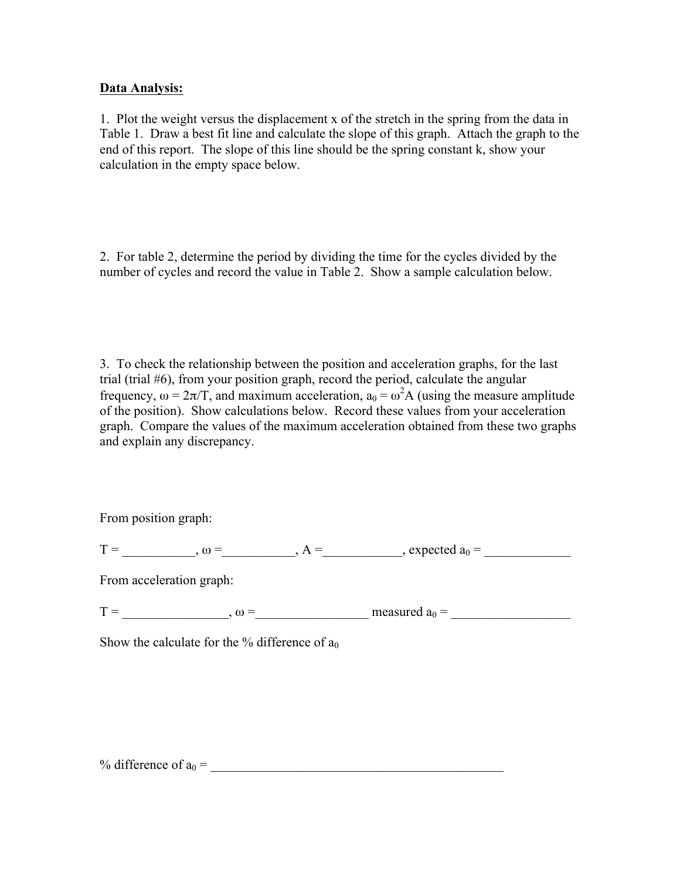**Data Analysis:**

1. Plot the weight versus the displacement x of the stretch in the spring from the data in Table 1. Draw a best fit line and calculate the slope of this graph. Attach the graph to the end of this report. The slope of this line should be the spring constant k, show your calculation in the empty space below.

2. For table 2, determine the period by dividing the time for the cycles divided by the number of cycles and record the value in Table 2. Show a sample calculation below.

3. To check the relationship between the position and acceleration graphs, for the last trial (trial #6), from your position graph, record the period, calculate the angular frequency, $\omega = 2\pi/T$, and maximum acceleration, $a_0 = \omega^2 A$ (using the measure amplitude of the position). Show calculations below. Record these values from your acceleration graph. Compare the values of the maximum acceleration obtained from these two graphs and explain any discrepancy.

From position graph:

T = ___________, $\omega$ =___________, A =____________, expected $a_0$ = _____________

From acceleration graph:

T = ________________, $\omega$ =_________________ measured $a_0$ = __________________

Show the calculate for the % difference of $a_0$

% difference of $a_0$ = _____________________________________________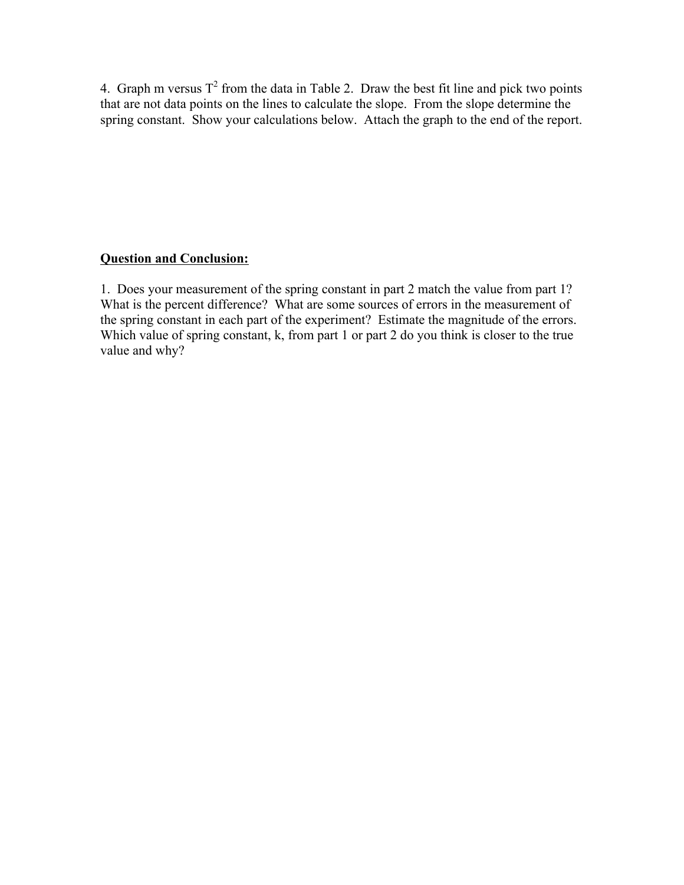4. Graph m versus $T^2$ from the data in Table 2. Draw the best fit line and pick two points that are not data points on the lines to calculate the slope. From the slope determine the spring constant. Show your calculations below. Attach the graph to the end of the report.

**<u>Question and Conclusion:</u>**

1. Does your measurement of the spring constant in part 2 match the value from part 1? What is the percent difference? What are some sources of errors in the measurement of the spring constant in each part of the experiment? Estimate the magnitude of the errors. Which value of spring constant, k, from part 1 or part 2 do you think is closer to the true value and why?